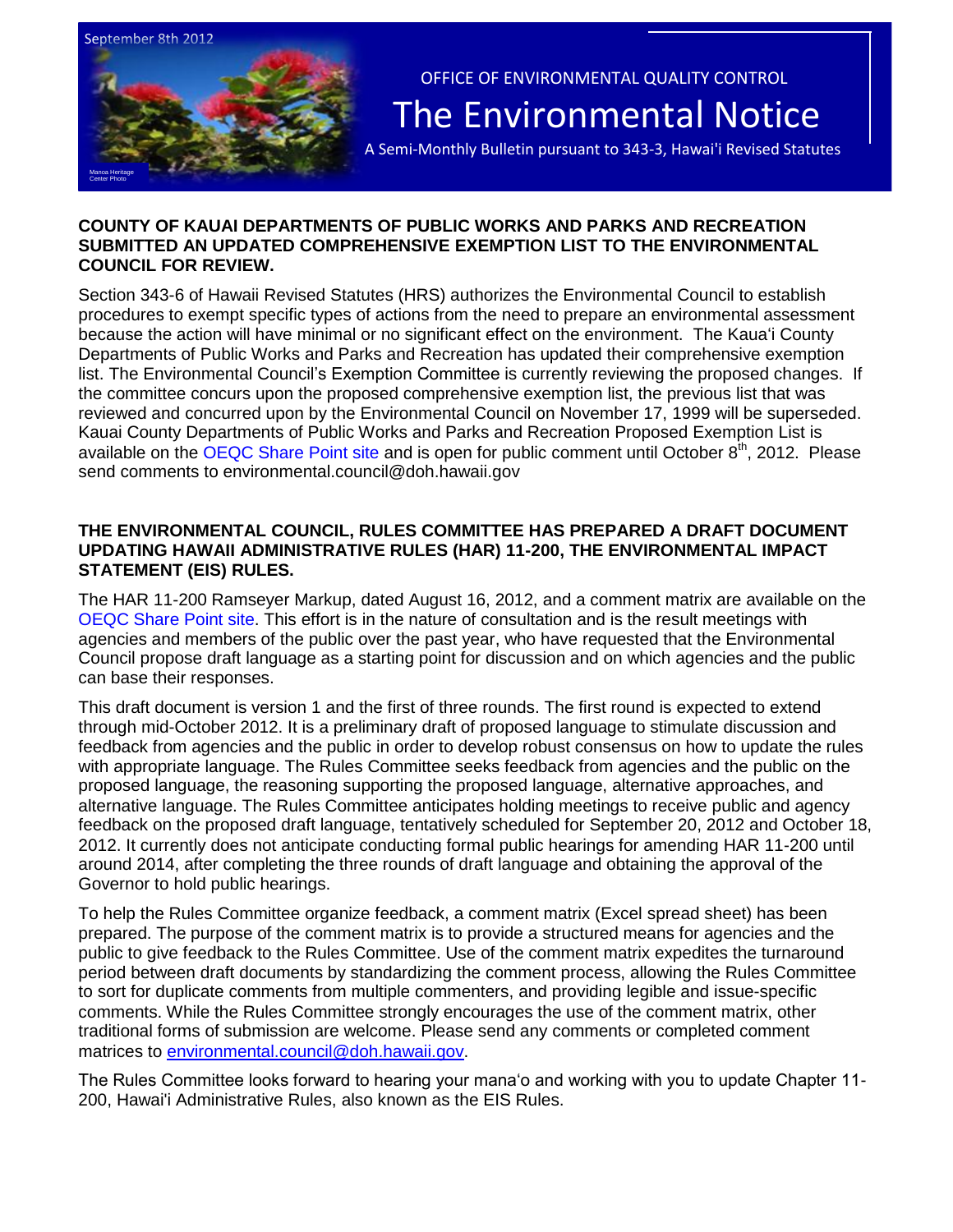September 8th 2012

OFFICE OF ENVIRONMENTAL QUALITY CONTROL

# The Environmental Notice

A Semi-Monthly Bulletin pursuant to 343-3, Hawai'i Revised Statutes

Manoa Heritage Center Photo

## COUNTY OF KAUAI DEPARTMENTS OF PUBLIC WORKS AND PARKS AND RECREATION SUBMITTED AN UPDATED COMPREHENSIVE EXEMPTION LIST TO THE ENVIRONMENTAL COUNCIL FOR REVIEW.

Section 343-6 of Hawaii Revised Statutes (HRS) authorizes the Environmental Council to establish procedures to exempt specific types of actions from the need to prepare an environmental assessment because the action will have minimal or no significant effect on the environment. The Kauaʻi County Departments of Public Works and Parks and Recreation has updated their comprehensive exemption list. The Environmental Council's Exemption Committee is currently reviewing the proposed changes. If the committee concurs upon the proposed comprehensive exemption list, the previous list that was reviewed and concurred upon by the Environmental Council on November 17, 1999 will be superseded. Kauai County Departments of Public Works and Parks and Recreation Proposed Exemption List is available on the OEQC Share Point site and is open for public comment until October 8th, 2012. Please send comments to environmental.council@doh.hawaii.gov

## THE ENVIRONMENTAL COUNCIL, RULES COMMITTEE HAS PREPARED A DRAFT DOCUMENT UPDATING HAWAII ADMINISTRATIVE RULES (HAR) 11-200, THE ENVIRONMENTAL IMPACT STATEMENT (EIS) RULES.

The HAR 11-200 Ramseyer Markup, dated August 16, 2012, and a comment matrix are available on the OEQC Share Point site. This effort is in the nature of consultation and is the result meetings with agencies and members of the public over the past year, who have requested that the Environmental Council propose draft language as a starting point for discussion and on which agencies and the public can base their responses.

This draft document is version 1 and the first of three rounds. The first round is expected to extend through mid-October 2012. It is a preliminary draft of proposed language to stimulate discussion and feedback from agencies and the public in order to develop robust consensus on how to update the rules with appropriate language. The Rules Committee seeks feedback from agencies and the public on the proposed language, the reasoning supporting the proposed language, alternative approaches, and alternative language. The Rules Committee anticipates holding meetings to receive public and agency feedback on the proposed draft language, tentatively scheduled for September 20, 2012 and October 18, 2012. It currently does not anticipate conducting formal public hearings for amending HAR 11-200 until around 2014, after completing the three rounds of draft language and obtaining the approval of the Governor to hold public hearings.

To help the Rules Committee organize feedback, a comment matrix (Excel spread sheet) has been prepared. The purpose of the comment matrix is to provide a structured means for agencies and the public to give feedback to the Rules Committee. Use of the comment matrix expedites the turnaround period between draft documents by standardizing the comment process, allowing the Rules Committee to sort for duplicate comments from multiple commenters, and providing legible and issue-specific comments. While the Rules Committee strongly encourages the use of the comment matrix, other traditional forms of submission are welcome. Please send any comments or completed comment matrices to environmental.council@doh.hawaii.gov.

The Rules Committee looks forward to hearing your manaʻo and working with you to update Chapter 11-200, Hawai'i Administrative Rules, also known as the EIS Rules.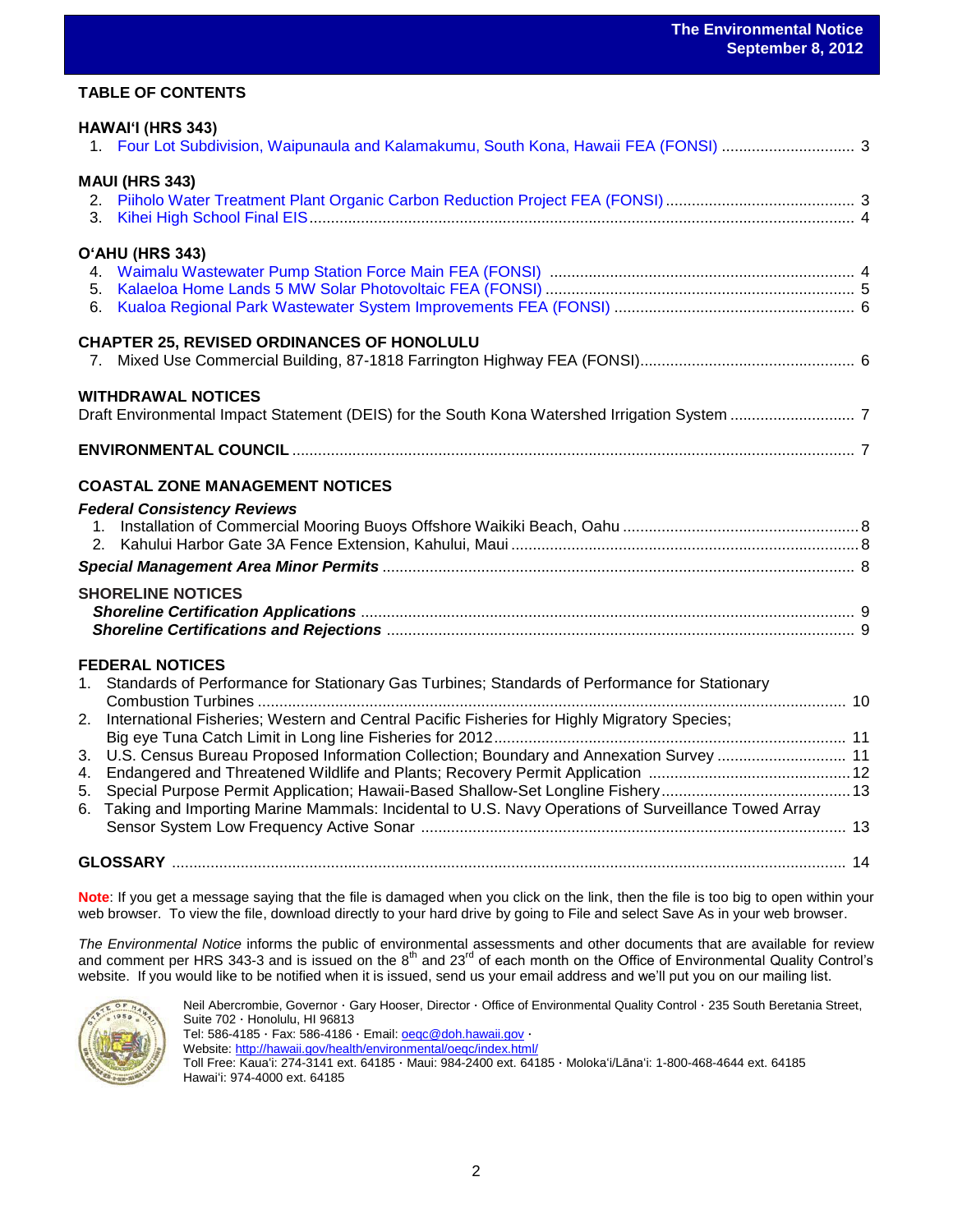## TABLE OF CONTENTS

### HAWAI'I (HRS 343)

1. Four Lot Subdivision, Waipunaula and Kalamakumu, South Kona, Hawaii FEA (FONSI) ............................... 3

### MAUI (HRS 343)

2. Piiholo Water Treatment Plant Organic Carbon Reduction Project FEA (FONSI) ............................................ 3
3. Kihei High School Final EIS ............................................................................................................................. 4

### O'AHU (HRS 343)

4. Waimalu Wastewater Pump Station Force Main FEA (FONSI) ....................................................................... 4
5. Kalaeloa Home Lands 5 MW Solar Photovoltaic FEA (FONSI) ....................................................................... 5
6. Kualoa Regional Park Wastewater System Improvements FEA (FONSI) ........................................................ 6

### CHAPTER 25, REVISED ORDINANCES OF HONOLULU

7. Mixed Use Commercial Building, 87-1818 Farrington Highway FEA (FONSI) .................................................. 6

### WITHDRAWAL NOTICES

Draft Environmental Impact Statement (DEIS) for the South Kona Watershed Irrigation System ............................ 7

### ENVIRONMENTAL COUNCIL ................................................................................................................. 7

### COASTAL ZONE MANAGEMENT NOTICES

***Federal Consistency Reviews***

1. Installation of Commercial Mooring Buoys Offshore Waikiki Beach, Oahu ...................................................... 8
2. Kahului Harbor Gate 3A Fence Extension, Kahului, Maui ................................................................................ 8

***Special Management Area Minor Permits*** ............................................................................................ 8

### SHORELINE NOTICES

***Shoreline Certification Applications*** ................................................................................................. 9

***Shoreline Certifications and Rejections*** ........................................................................................... 9

### FEDERAL NOTICES

1. Standards of Performance for Stationary Gas Turbines; Standards of Performance for Stationary Combustion Turbines ........................................................................................................................ 10
2. International Fisheries; Western and Central Pacific Fisheries for Highly Migratory Species; Big eye Tuna Catch Limit in Long line Fisheries for 2012 ................................................................................. 11
3. U.S. Census Bureau Proposed Information Collection; Boundary and Annexation Survey ............................. 11
4. Endangered and Threatened Wildlife and Plants; Recovery Permit Application ............................................... 12
5. Special Purpose Permit Application; Hawaii-Based Shallow-Set Longline Fishery ............................................ 13
6. Taking and Importing Marine Mammals: Incidental to U.S. Navy Operations of Surveillance Towed Array Sensor System Low Frequency Active Sonar ................................................................................. 13

### GLOSSARY ............................................................................................................................................ 14

**Note**: If you get a message saying that the file is damaged when you click on the link, then the file is too big to open within your web browser. To view the file, download directly to your hard drive by going to File and select Save As in your web browser.

*The Environmental Notice* informs the public of environmental assessments and other documents that are available for review and comment per HRS 343-3 and is issued on the 8th and 23rd of each month on the Office of Environmental Quality Control's website. If you would like to be notified when it is issued, send us your email address and we'll put you on our mailing list.

Neil Abercrombie, Governor · Gary Hooser, Director · Office of Environmental Quality Control · 235 South Beretania Street, Suite 702 · Honolulu, HI 96813
Tel: 586-4185 · Fax: 586-4186 · Email: oeqc@doh.hawaii.gov ·
Website: http://hawaii.gov/health/environmental/oeqc/index.html/
Toll Free: Kaua'i: 274-3141 ext. 64185 · Maui: 984-2400 ext. 64185 · Moloka'i/Lāna'i: 1-800-468-4644 ext. 64185
Hawai'i: 974-4000 ext. 64185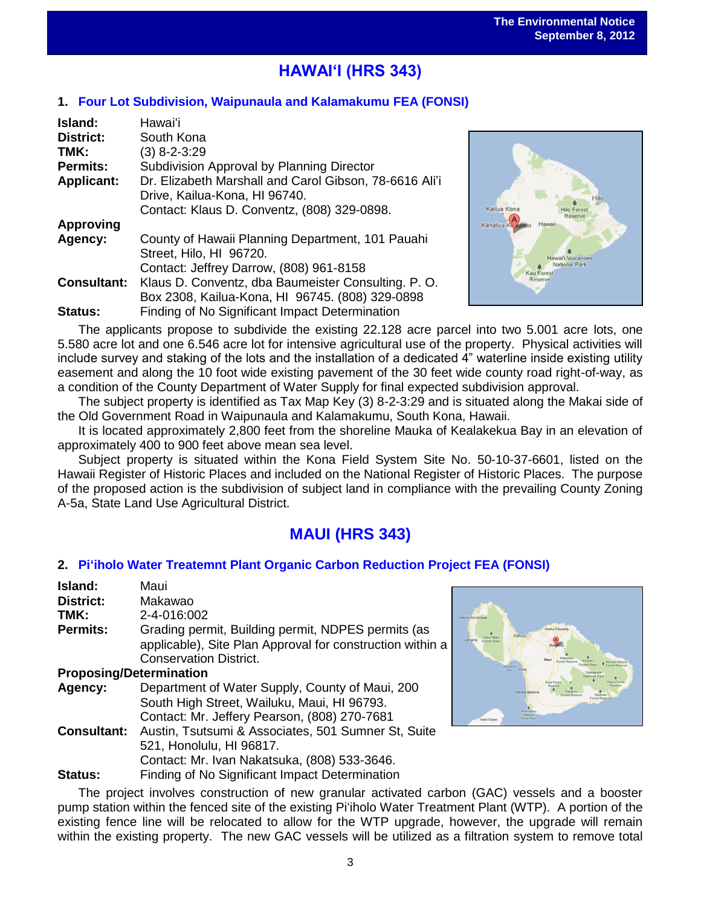# HAWAIʻI (HRS 343)

## 1. Four Lot Subdivision, Waipunaula and Kalamakumu FEA (FONSI)

**Island:** Hawaiʻi
**District:** South Kona
**TMK:** (3) 8-2-3:29
**Permits:** Subdivision Approval by Planning Director
**Applicant:** Dr. Elizabeth Marshall and Carol Gibson, 78-6616 Aliʻi Drive, Kailua-Kona, HI 96740.
Contact: Klaus D. Conventz, (808) 329-0898.
**Approving Agency:** County of Hawaii Planning Department, 101 Pauahi Street, Hilo, HI 96720.
Contact: Jeffrey Darrow, (808) 961-8158
**Consultant:** Klaus D. Conventz, dba Baumeister Consulting. P. O. Box 2308, Kailua-Kona, HI 96745. (808) 329-0898
**Status:** Finding of No Significant Impact Determination

The applicants propose to subdivide the existing 22.128 acre parcel into two 5.001 acre lots, one 5.580 acre lot and one 6.546 acre lot for intensive agricultural use of the property. Physical activities will include survey and staking of the lots and the installation of a dedicated 4" waterline inside existing utility easement and along the 10 foot wide existing pavement of the 30 feet wide county road right-of-way, as a condition of the County Department of Water Supply for final expected subdivision approval.

The subject property is identified as Tax Map Key (3) 8-2-3:29 and is situated along the Makai side of the Old Government Road in Waipunaula and Kalamakumu, South Kona, Hawaii.

It is located approximately 2,800 feet from the shoreline Mauka of Kealakekua Bay in an elevation of approximately 400 to 900 feet above mean sea level.

Subject property is situated within the Kona Field System Site No. 50-10-37-6601, listed on the Hawaii Register of Historic Places and included on the National Register of Historic Places. The purpose of the proposed action is the subdivision of subject land in compliance with the prevailing County Zoning A-5a, State Land Use Agricultural District.

# MAUI (HRS 343)

## 2. Piʻiholo Water Treatemnt Plant Organic Carbon Reduction Project FEA (FONSI)

**Island:** Maui
**District:** Makawao
**TMK:** 2-4-016:002
**Permits:** Grading permit, Building permit, NDPES permits (as applicable), Site Plan Approval for construction within a Conservation District.
**Proposing/Determination Agency:** Department of Water Supply, County of Maui, 200 South High Street, Wailuku, Maui, HI 96793.
Contact: Mr. Jeffery Pearson, (808) 270-7681
**Consultant:** Austin, Tsutsumi & Associates, 501 Sumner St, Suite 521, Honolulu, HI 96817.
Contact: Mr. Ivan Nakatsuka, (808) 533-3646.
**Status:** Finding of No Significant Impact Determination

The project involves construction of new granular activated carbon (GAC) vessels and a booster pump station within the fenced site of the existing Piʻiholo Water Treatment Plant (WTP). A portion of the existing fence line will be relocated to allow for the WTP upgrade, however, the upgrade will remain within the existing property. The new GAC vessels will be utilized as a filtration system to remove total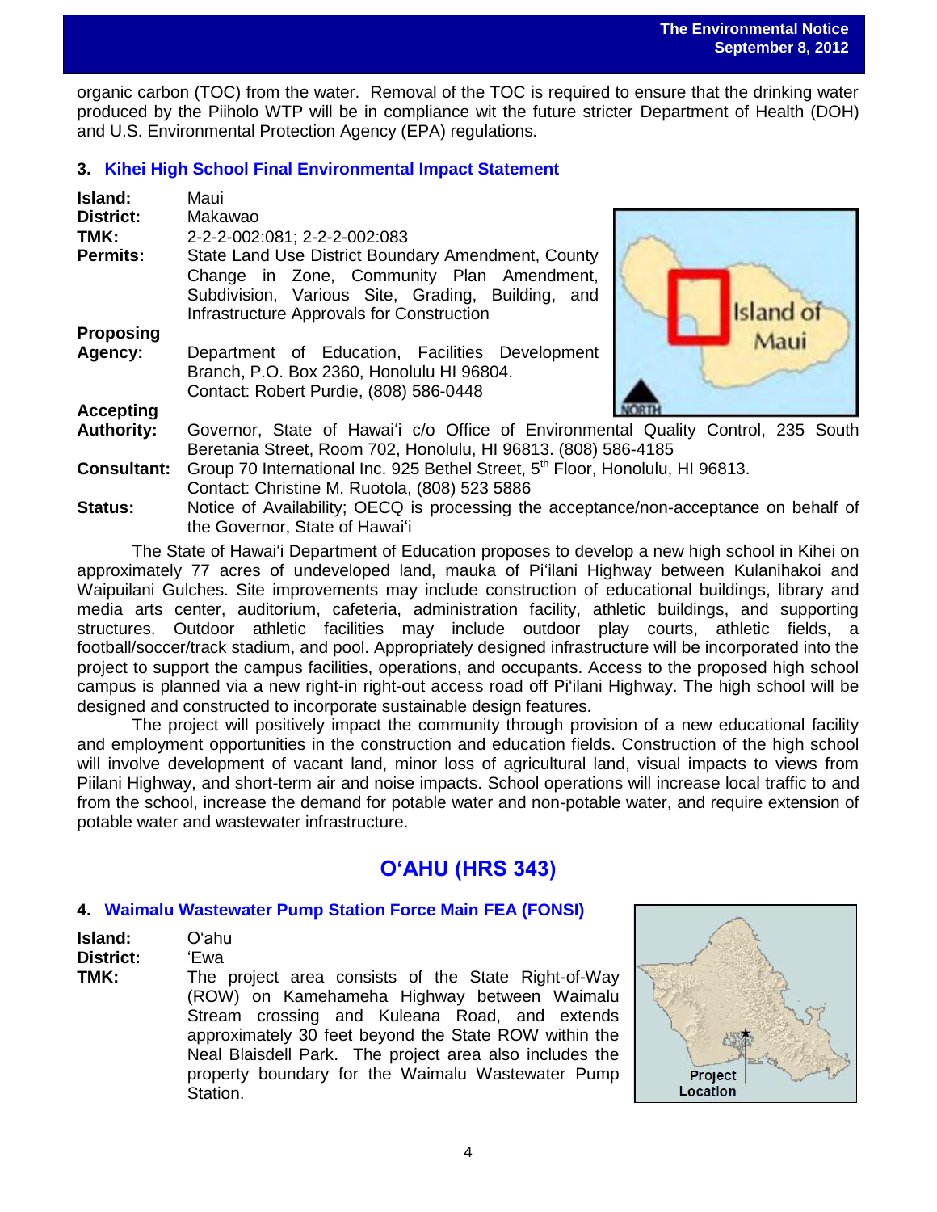organic carbon (TOC) from the water. Removal of the TOC is required to ensure that the drinking water produced by the Piiholo WTP will be in compliance wit the future stricter Department of Health (DOH) and U.S. Environmental Protection Agency (EPA) regulations.

### 3. Kihei High School Final Environmental Impact Statement

**Island:** Maui
**District:** Makawao
**TMK:** 2-2-2-002:081; 2-2-2-002:083
**Permits:** State Land Use District Boundary Amendment, County Change in Zone, Community Plan Amendment, Subdivision, Various Site, Grading, Building, and Infrastructure Approvals for Construction
**Proposing Agency:** Department of Education, Facilities Development Branch, P.O. Box 2360, Honolulu HI 96804. Contact: Robert Purdie, (808) 586-0448
**Accepting Authority:** Governor, State of Hawaiʻi c/o Office of Environmental Quality Control, 235 South Beretania Street, Room 702, Honolulu, HI 96813. (808) 586-4185
**Consultant:** Group 70 International Inc. 925 Bethel Street, 5th Floor, Honolulu, HI 96813. Contact: Christine M. Ruotola, (808) 523 5886
**Status:** Notice of Availability; OECQ is processing the acceptance/non-acceptance on behalf of the Governor, State of Hawaiʻi

The State of Hawaiʻi Department of Education proposes to develop a new high school in Kihei on approximately 77 acres of undeveloped land, mauka of Piʻilani Highway between Kulanihakoi and Waipuilani Gulches. Site improvements may include construction of educational buildings, library and media arts center, auditorium, cafeteria, administration facility, athletic buildings, and supporting structures. Outdoor athletic facilities may include outdoor play courts, athletic fields, a football/soccer/track stadium, and pool. Appropriately designed infrastructure will be incorporated into the project to support the campus facilities, operations, and occupants. Access to the proposed high school campus is planned via a new right-in right-out access road off Piʻilani Highway. The high school will be designed and constructed to incorporate sustainable design features.

The project will positively impact the community through provision of a new educational facility and employment opportunities in the construction and education fields. Construction of the high school will involve development of vacant land, minor loss of agricultural land, visual impacts to views from Piilani Highway, and short-term air and noise impacts. School operations will increase local traffic to and from the school, increase the demand for potable water and non-potable water, and require extension of potable water and wastewater infrastructure.

## OʻAHU (HRS 343)

### 4. Waimalu Wastewater Pump Station Force Main FEA (FONSI)

**Island:** Oʻahu
**District:** ʻEwa
**TMK:** The project area consists of the State Right-of-Way (ROW) on Kamehameha Highway between Waimalu Stream crossing and Kuleana Road, and extends approximately 30 feet beyond the State ROW within the Neal Blaisdell Park. The project area also includes the property boundary for the Waimalu Wastewater Pump Station.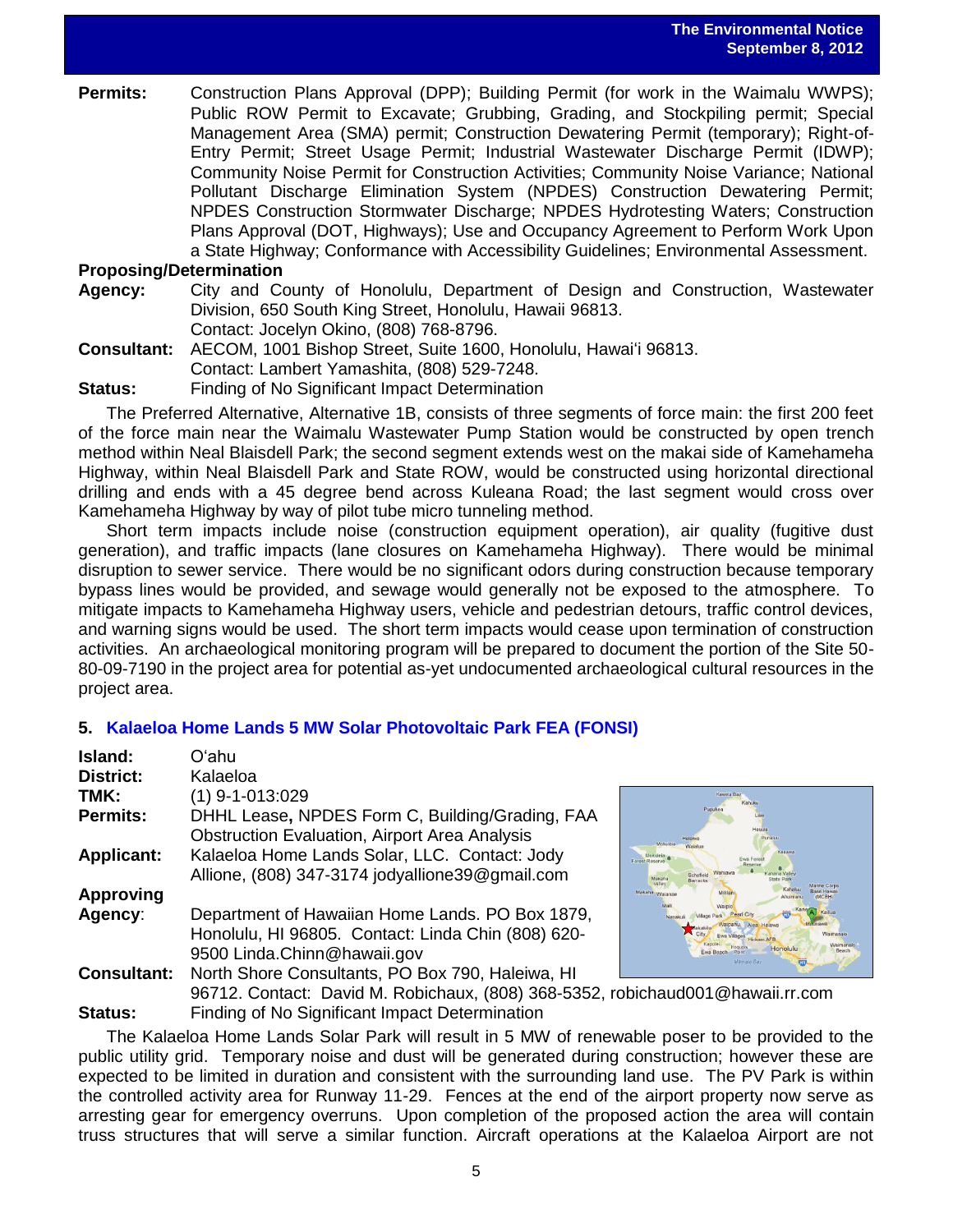**Permits:** Construction Plans Approval (DPP); Building Permit (for work in the Waimalu WWPS); Public ROW Permit to Excavate; Grubbing, Grading, and Stockpiling permit; Special Management Area (SMA) permit; Construction Dewatering Permit (temporary); Right-of-Entry Permit; Street Usage Permit; Industrial Wastewater Discharge Permit (IDWP); Community Noise Permit for Construction Activities; Community Noise Variance; National Pollutant Discharge Elimination System (NPDES) Construction Dewatering Permit; NPDES Construction Stormwater Discharge; NPDES Hydrotesting Waters; Construction Plans Approval (DOT, Highways); Use and Occupancy Agreement to Perform Work Upon a State Highway; Conformance with Accessibility Guidelines; Environmental Assessment.

**Proposing/Determination Agency:** City and County of Honolulu, Department of Design and Construction, Wastewater Division, 650 South King Street, Honolulu, Hawaii 96813. Contact: Jocelyn Okino, (808) 768-8796.

**Consultant:** AECOM, 1001 Bishop Street, Suite 1600, Honolulu, Hawaiʻi 96813. Contact: Lambert Yamashita, (808) 529-7248.

**Status:** Finding of No Significant Impact Determination

The Preferred Alternative, Alternative 1B, consists of three segments of force main: the first 200 feet of the force main near the Waimalu Wastewater Pump Station would be constructed by open trench method within Neal Blaisdell Park; the second segment extends west on the makai side of Kamehameha Highway, within Neal Blaisdell Park and State ROW, would be constructed using horizontal directional drilling and ends with a 45 degree bend across Kuleana Road; the last segment would cross over Kamehameha Highway by way of pilot tube micro tunneling method.

Short term impacts include noise (construction equipment operation), air quality (fugitive dust generation), and traffic impacts (lane closures on Kamehameha Highway). There would be minimal disruption to sewer service. There would be no significant odors during construction because temporary bypass lines would be provided, and sewage would generally not be exposed to the atmosphere. To mitigate impacts to Kamehameha Highway users, vehicle and pedestrian detours, traffic control devices, and warning signs would be used. The short term impacts would cease upon termination of construction activities. An archaeological monitoring program will be prepared to document the portion of the Site 50-80-09-7190 in the project area for potential as-yet undocumented archaeological cultural resources in the project area.

## 5. Kalaeloa Home Lands 5 MW Solar Photovoltaic Park FEA (FONSI)

**Island:** Oʻahu

**District:** Kalaeloa

**TMK:** (1) 9-1-013:029

**Permits:** DHHL Lease, NPDES Form C, Building/Grading, FAA Obstruction Evaluation, Airport Area Analysis

**Applicant:** Kalaeloa Home Lands Solar, LLC. Contact: Jody Allione, (808) 347-3174 jodyallione39@gmail.com

**Approving Agency**: Department of Hawaiian Home Lands. PO Box 1879, Honolulu, HI 96805. Contact: Linda Chin (808) 620-9500 Linda.Chinn@hawaii.gov

**Consultant:** North Shore Consultants, PO Box 790, Haleiwa, HI 96712. Contact: David M. Robichaux, (808) 368-5352, robichaud001@hawaii.rr.com

**Status:** Finding of No Significant Impact Determination

The Kalaeloa Home Lands Solar Park will result in 5 MW of renewable poser to be provided to the public utility grid. Temporary noise and dust will be generated during construction; however these are expected to be limited in duration and consistent with the surrounding land use. The PV Park is within the controlled activity area for Runway 11-29. Fences at the end of the airport property now serve as arresting gear for emergency overruns. Upon completion of the proposed action the area will contain truss structures that will serve a similar function. Aircraft operations at the Kalaeloa Airport are not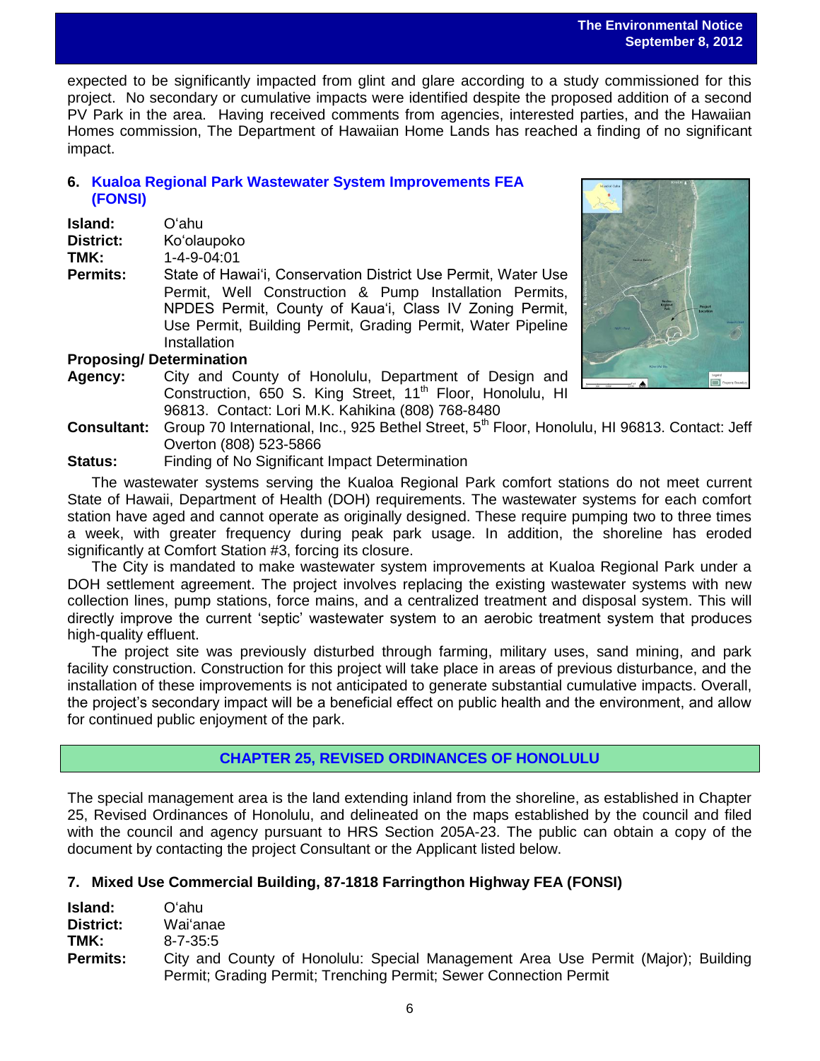expected to be significantly impacted from glint and glare according to a study commissioned for this project. No secondary or cumulative impacts were identified despite the proposed addition of a second PV Park in the area. Having received comments from agencies, interested parties, and the Hawaiian Homes commission, The Department of Hawaiian Home Lands has reached a finding of no significant impact.

## 6. Kualoa Regional Park Wastewater System Improvements FEA (FONSI)

**Island:** Oʻahu
**District:** Koʻolaupoko
**TMK:** 1-4-9-04:01
**Permits:** State of Hawaiʻi, Conservation District Use Permit, Water Use Permit, Well Construction & Pump Installation Permits, NPDES Permit, County of Kauaʻi, Class IV Zoning Permit, Use Permit, Building Permit, Grading Permit, Water Pipeline Installation

**Proposing/ Determination**
**Agency:** City and County of Honolulu, Department of Design and Construction, 650 S. King Street, 11th Floor, Honolulu, HI 96813. Contact: Lori M.K. Kahikina (808) 768-8480
**Consultant:** Group 70 International, Inc., 925 Bethel Street, 5th Floor, Honolulu, HI 96813. Contact: Jeff Overton (808) 523-5866
**Status:** Finding of No Significant Impact Determination

The wastewater systems serving the Kualoa Regional Park comfort stations do not meet current State of Hawaii, Department of Health (DOH) requirements. The wastewater systems for each comfort station have aged and cannot operate as originally designed. These require pumping two to three times a week, with greater frequency during peak park usage. In addition, the shoreline has eroded significantly at Comfort Station #3, forcing its closure.

The City is mandated to make wastewater system improvements at Kualoa Regional Park under a DOH settlement agreement. The project involves replacing the existing wastewater systems with new collection lines, pump stations, force mains, and a centralized treatment and disposal system. This will directly improve the current 'septic' wastewater system to an aerobic treatment system that produces high-quality effluent.

The project site was previously disturbed through farming, military uses, sand mining, and park facility construction. Construction for this project will take place in areas of previous disturbance, and the installation of these improvements is not anticipated to generate substantial cumulative impacts. Overall, the project's secondary impact will be a beneficial effect on public health and the environment, and allow for continued public enjoyment of the park.

# CHAPTER 25, REVISED ORDINANCES OF HONOLULU

The special management area is the land extending inland from the shoreline, as established in Chapter 25, Revised Ordinances of Honolulu, and delineated on the maps established by the council and filed with the council and agency pursuant to HRS Section 205A-23. The public can obtain a copy of the document by contacting the project Consultant or the Applicant listed below.

## 7. Mixed Use Commercial Building, 87-1818 Farringthon Highway FEA (FONSI)

**Island:** Oʻahu
**District:** Waiʻanae
**TMK:** 8-7-35:5
**Permits:** City and County of Honolulu: Special Management Area Use Permit (Major); Building Permit; Grading Permit; Trenching Permit; Sewer Connection Permit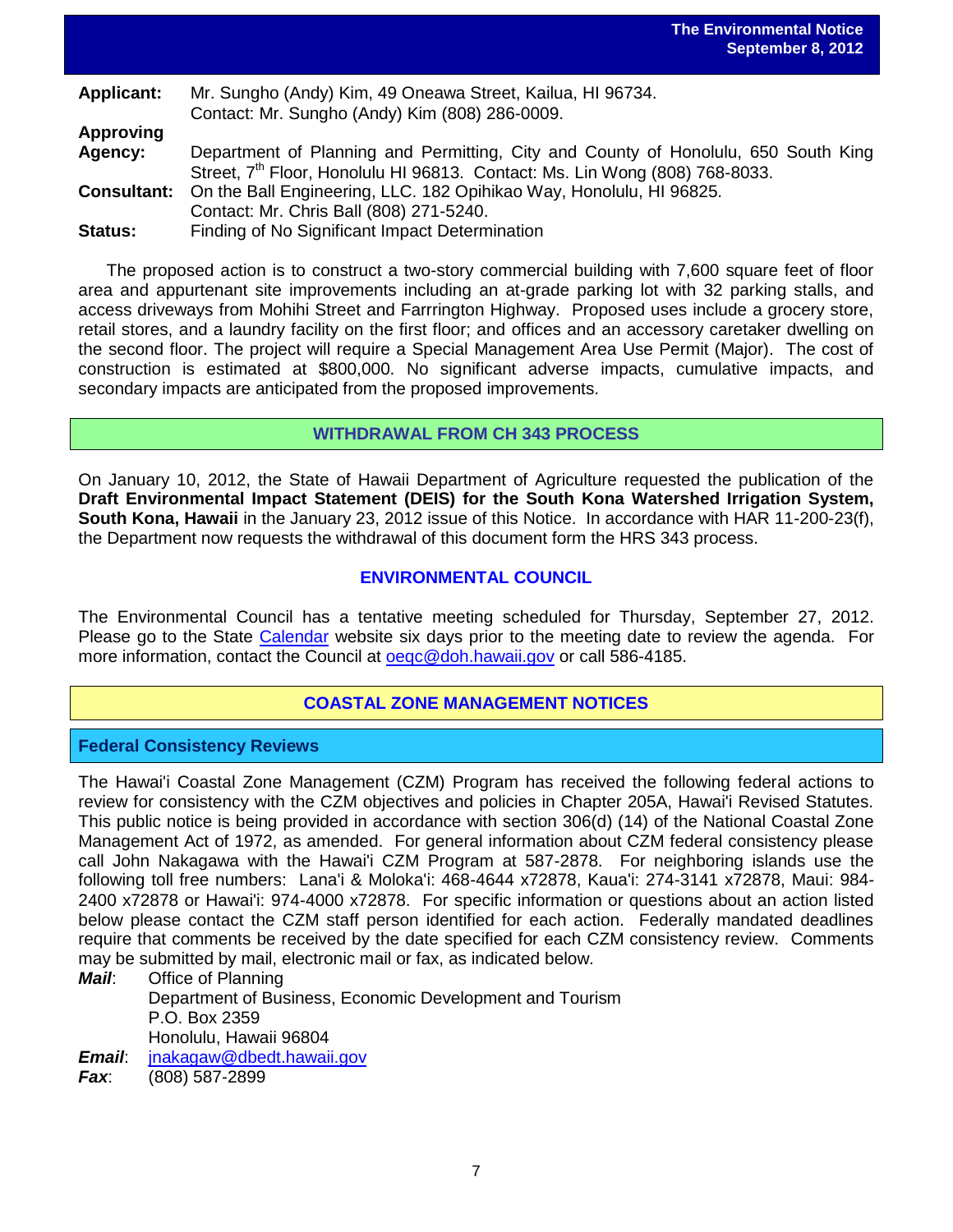**Applicant:** Mr. Sungho (Andy) Kim, 49 Oneawa Street, Kailua, HI 96734.
Contact: Mr. Sungho (Andy) Kim (808) 286-0009.

**Approving Agency:** Department of Planning and Permitting, City and County of Honolulu, 650 South King Street, 7th Floor, Honolulu HI 96813. Contact: Ms. Lin Wong (808) 768-8033.

**Consultant:** On the Ball Engineering, LLC. 182 Opihikao Way, Honolulu, HI 96825.
Contact: Mr. Chris Ball (808) 271-5240.

**Status:** Finding of No Significant Impact Determination

The proposed action is to construct a two-story commercial building with 7,600 square feet of floor area and appurtenant site improvements including an at-grade parking lot with 32 parking stalls, and access driveways from Mohihi Street and Farrrington Highway. Proposed uses include a grocery store, retail stores, and a laundry facility on the first floor; and offices and an accessory caretaker dwelling on the second floor. The project will require a Special Management Area Use Permit (Major). The cost of construction is estimated at $800,000. No significant adverse impacts, cumulative impacts, and secondary impacts are anticipated from the proposed improvements.

## WITHDRAWAL FROM CH 343 PROCESS

On January 10, 2012, the State of Hawaii Department of Agriculture requested the publication of the **Draft Environmental Impact Statement (DEIS) for the South Kona Watershed Irrigation System, South Kona, Hawaii** in the January 23, 2012 issue of this Notice. In accordance with HAR 11-200-23(f), the Department now requests the withdrawal of this document form the HRS 343 process.

## ENVIRONMENTAL COUNCIL

The Environmental Council has a tentative meeting scheduled for Thursday, September 27, 2012. Please go to the State Calendar website six days prior to the meeting date to review the agenda. For more information, contact the Council at oeqc@doh.hawaii.gov or call 586-4185.

## COASTAL ZONE MANAGEMENT NOTICES

### Federal Consistency Reviews

The Hawai'i Coastal Zone Management (CZM) Program has received the following federal actions to review for consistency with the CZM objectives and policies in Chapter 205A, Hawai'i Revised Statutes. This public notice is being provided in accordance with section 306(d) (14) of the National Coastal Zone Management Act of 1972, as amended. For general information about CZM federal consistency please call John Nakagawa with the Hawai'i CZM Program at 587-2878. For neighboring islands use the following toll free numbers: Lana'i & Moloka'i: 468-4644 x72878, Kaua'i: 274-3141 x72878, Maui: 984-2400 x72878 or Hawai'i: 974-4000 x72878. For specific information or questions about an action listed below please contact the CZM staff person identified for each action. Federally mandated deadlines require that comments be received by the date specified for each CZM consistency review. Comments may be submitted by mail, electronic mail or fax, as indicated below.

***Mail***: Office of Planning
Department of Business, Economic Development and Tourism
P.O. Box 2359
Honolulu, Hawaii 96804

***Email***: jnakagaw@dbedt.hawaii.gov

***Fax***: (808) 587-2899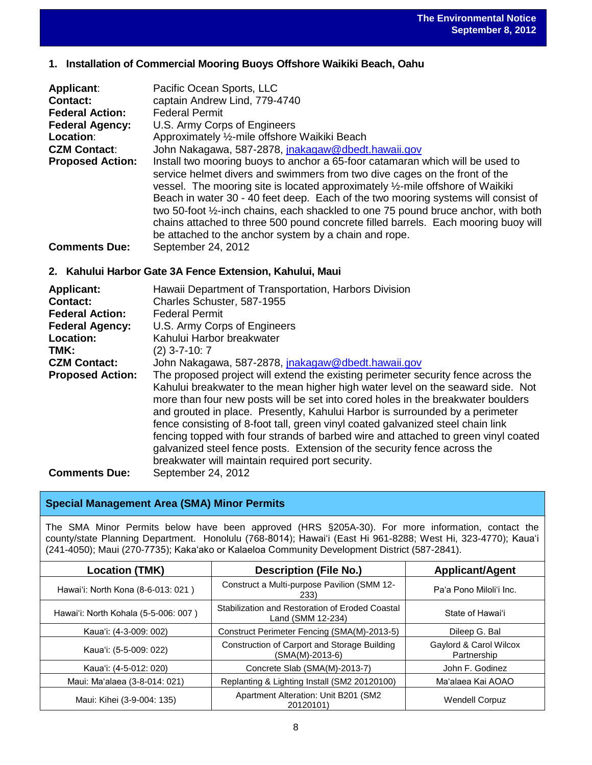## 1. Installation of Commercial Mooring Buoys Offshore Waikiki Beach, Oahu

**Applicant**: Pacific Ocean Sports, LLC
**Contact:** captain Andrew Lind, 779-4740
**Federal Action:** Federal Permit
**Federal Agency:** U.S. Army Corps of Engineers
**Location**: Approximately ½-mile offshore Waikiki Beach
**CZM Contact**: John Nakagawa, 587-2878, jnakagaw@dbedt.hawaii.gov
**Proposed Action:** Install two mooring buoys to anchor a 65-foor catamaran which will be used to service helmet divers and swimmers from two dive cages on the front of the vessel. The mooring site is located approximately ½-mile offshore of Waikiki Beach in water 30 - 40 feet deep. Each of the two mooring systems will consist of two 50-foot ½-inch chains, each shackled to one 75 pound bruce anchor, with both chains attached to three 500 pound concrete filled barrels. Each mooring buoy will be attached to the anchor system by a chain and rope.
**Comments Due:** September 24, 2012

## 2. Kahului Harbor Gate 3A Fence Extension, Kahului, Maui

**Applicant:** Hawaii Department of Transportation, Harbors Division
**Contact:** Charles Schuster, 587-1955
**Federal Action:** Federal Permit
**Federal Agency:** U.S. Army Corps of Engineers
**Location:** Kahului Harbor breakwater
**TMK:** (2) 3-7-10: 7
**CZM Contact:** John Nakagawa, 587-2878, jnakagaw@dbedt.hawaii.gov
**Proposed Action:** The proposed project will extend the existing perimeter security fence across the Kahului breakwater to the mean higher high water level on the seaward side. Not more than four new posts will be set into cored holes in the breakwater boulders and grouted in place. Presently, Kahului Harbor is surrounded by a perimeter fence consisting of 8-foot tall, green vinyl coated galvanized steel chain link fencing topped with four strands of barbed wire and attached to green vinyl coated galvanized steel fence posts. Extension of the security fence across the breakwater will maintain required port security.
**Comments Due:** September 24, 2012

## Special Management Area (SMA) Minor Permits

The SMA Minor Permits below have been approved (HRS §205A-30). For more information, contact the county/state Planning Department. Honolulu (768-8014); Hawaiʻi (East Hi 961-8288; West Hi, 323-4770); Kauaʻi (241-4050); Maui (270-7735); Kakaʻako or Kalaeloa Community Development District (587-2841).

| Location (TMK) | Description (File No.) | Applicant/Agent |
|---|---|---|
| Hawaiʻi: North Kona (8-6-013: 021 ) | Construct a Multi-purpose Pavilion (SMM 12-233) | Paʻa Pono Miloliʻi Inc. |
| Hawaiʻi: North Kohala (5-5-006: 007 ) | Stabilization and Restoration of Eroded Coastal Land (SMM 12-234) | State of Hawaiʻi |
| Kauaʻi: (4-3-009: 002) | Construct Perimeter Fencing (SMA(M)-2013-5) | Dileep G. Bal |
| Kauaʻi: (5-5-009: 022) | Construction of Carport and Storage Building (SMA(M)-2013-6) | Gaylord & Carol Wilcox Partnership |
| Kauaʻi: (4-5-012: 020) | Concrete Slab (SMA(M)-2013-7) | John F. Godinez |
| Maui: Maʻalaea (3-8-014: 021) | Replanting & Lighting Install (SM2 20120100) | Maʻalaea Kai AOAO |
| Maui: Kihei (3-9-004: 135) | Apartment Alteration: Unit B201 (SM2 20120101) | Wendell Corpuz |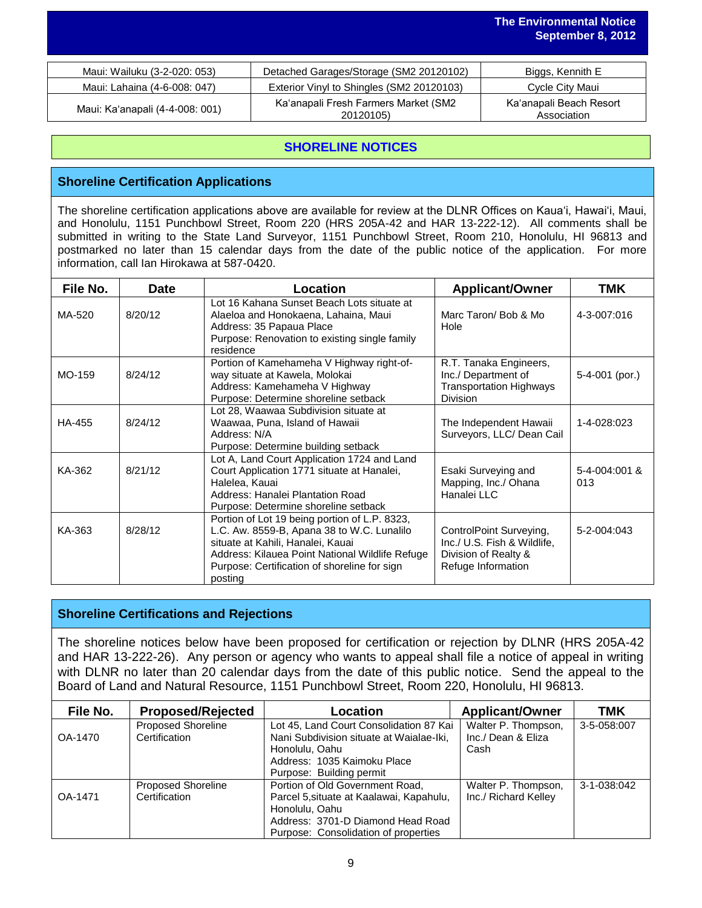| | | |
|---|---|---|
| Maui: Wailuku (3-2-020: 053) | Detached Garages/Storage (SM2 20120102) | Biggs, Kennith E |
| Maui: Lahaina (4-6-008: 047) | Exterior Vinyl to Shingles (SM2 20120103) | Cycle City Maui |
| Maui: Ka'anapali (4-4-008: 001) | Ka'anapali Fresh Farmers Market (SM2 20120105) | Ka'anapali Beach Resort Association |

## SHORELINE NOTICES

### Shoreline Certification Applications

The shoreline certification applications above are available for review at the DLNR Offices on Kaua'i, Hawai'i, Maui, and Honolulu, 1151 Punchbowl Street, Room 220 (HRS 205A-42 and HAR 13-222-12). All comments shall be submitted in writing to the State Land Surveyor, 1151 Punchbowl Street, Room 210, Honolulu, HI 96813 and postmarked no later than 15 calendar days from the date of the public notice of the application. For more information, call Ian Hirokawa at 587-0420.

| File No. | Date | Location | Applicant/Owner | TMK |
|---|---|---|---|---|
| MA-520 | 8/20/12 | Lot 16 Kahana Sunset Beach Lots situate at Alaeloa and Honokaena, Lahaina, Maui<br>Address: 35 Papaua Place<br>Purpose: Renovation to existing single family residence | Marc Taron/ Bob & Mo Hole | 4-3-007:016 |
| MO-159 | 8/24/12 | Portion of Kamehameha V Highway right-of-way situate at Kawela, Molokai<br>Address: Kamehameha V Highway<br>Purpose: Determine shoreline setback | R.T. Tanaka Engineers, Inc./ Department of Transportation Highways Division | 5-4-001 (por.) |
| HA-455 | 8/24/12 | Lot 28, Waawaa Subdivision situate at Waawaa, Puna, Island of Hawaii<br>Address: N/A<br>Purpose: Determine building setback | The Independent Hawaii Surveyors, LLC/ Dean Cail | 1-4-028:023 |
| KA-362 | 8/21/12 | Lot A, Land Court Application 1724 and Land Court Application 1771 situate at Hanalei, Halelea, Kauai<br>Address: Hanalei Plantation Road<br>Purpose: Determine shoreline setback | Esaki Surveying and Mapping, Inc./ Ohana Hanalei LLC | 5-4-004:001 & 013 |
| KA-363 | 8/28/12 | Portion of Lot 19 being portion of L.P. 8323, L.C. Aw. 8559-B, Apana 38 to W.C. Lunalilo situate at Kahili, Hanalei, Kauai<br>Address: Kilauea Point National Wildlife Refuge<br>Purpose: Certification of shoreline for sign posting | ControlPoint Surveying, Inc./ U.S. Fish & Wildlife, Division of Realty & Refuge Information | 5-2-004:043 |

### Shoreline Certifications and Rejections

The shoreline notices below have been proposed for certification or rejection by DLNR (HRS 205A-42 and HAR 13-222-26). Any person or agency who wants to appeal shall file a notice of appeal in writing with DLNR no later than 20 calendar days from the date of this public notice. Send the appeal to the Board of Land and Natural Resource, 1151 Punchbowl Street, Room 220, Honolulu, HI 96813.

| File No. | Proposed/Rejected | Location | Applicant/Owner | TMK |
|---|---|---|---|---|
| OA-1470 | Proposed Shoreline Certification | Lot 45, Land Court Consolidation 87 Kai Nani Subdivision situate at Waialae-Iki, Honolulu, Oahu<br>Address: 1035 Kaimoku Place<br>Purpose: Building permit | Walter P. Thompson, Inc./ Dean & Eliza Cash | 3-5-058:007 |
| OA-1471 | Proposed Shoreline Certification | Portion of Old Government Road, Parcel 5,situate at Kaalawai, Kapahulu, Honolulu, Oahu<br>Address: 3701-D Diamond Head Road<br>Purpose: Consolidation of properties | Walter P. Thompson, Inc./ Richard Kelley | 3-1-038:042 |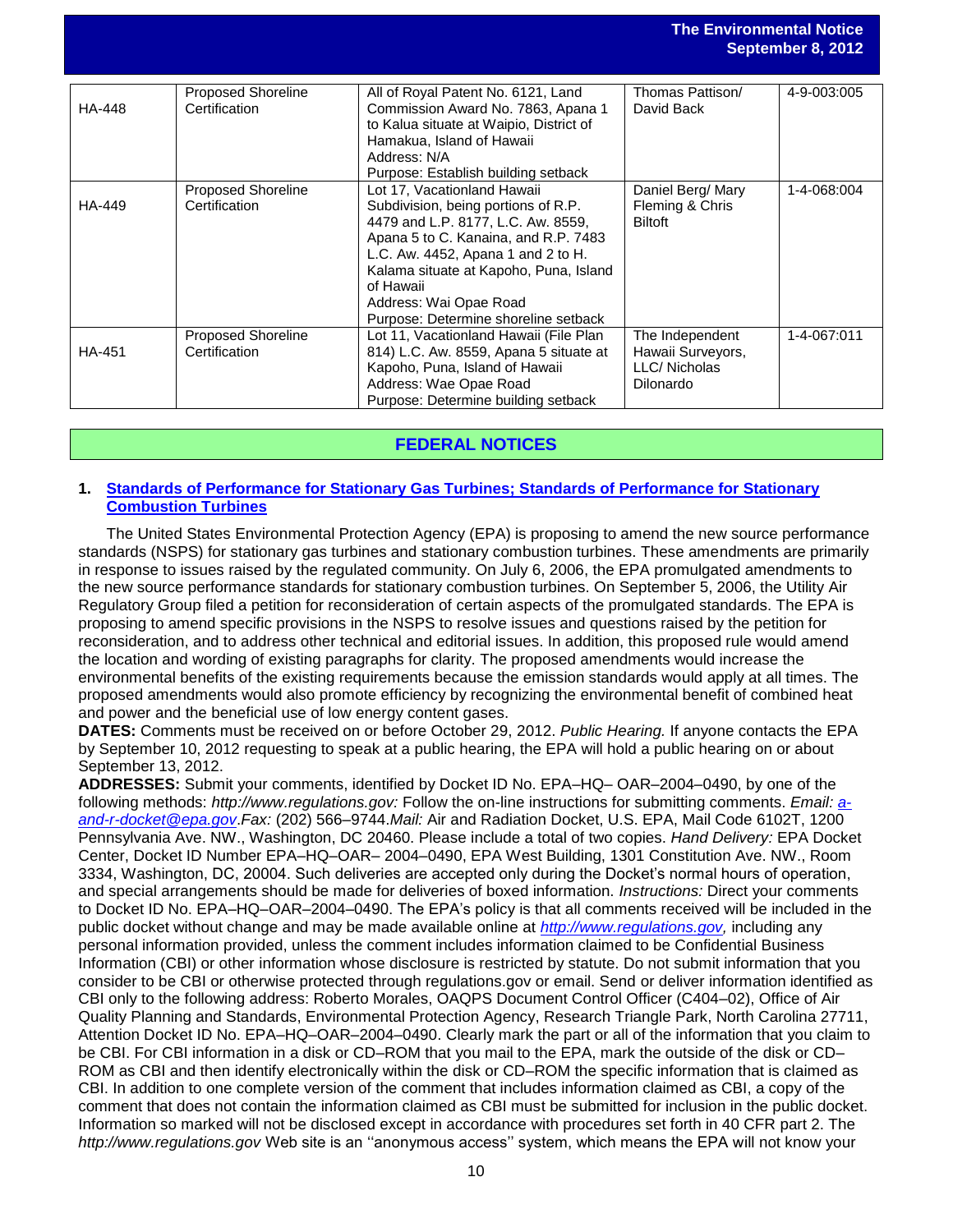| HA-448 | Proposed Shoreline Certification | All of Royal Patent No. 6121, Land Commission Award No. 7863, Apana 1 to Kalua situate at Waipio, District of Hamakua, Island of Hawaii<br>Address: N/A<br>Purpose: Establish building setback | Thomas Pattison/ David Back | 4-9-003:005 |
|---|---|---|---|---|
| HA-449 | Proposed Shoreline Certification | Lot 17, Vacationland Hawaii Subdivision, being portions of R.P. 4479 and L.P. 8177, L.C. Aw. 8559, Apana 5 to C. Kanaina, and R.P. 7483 L.C. Aw. 4452, Apana 1 and 2 to H. Kalama situate at Kapoho, Puna, Island of Hawaii<br>Address: Wai Opae Road<br>Purpose: Determine shoreline setback | Daniel Berg/ Mary Fleming & Chris Biltoft | 1-4-068:004 |
| HA-451 | Proposed Shoreline Certification | Lot 11, Vacationland Hawaii (File Plan 814) L.C. Aw. 8559, Apana 5 situate at Kapoho, Puna, Island of Hawaii<br>Address: Wae Opae Road<br>Purpose: Determine building setback | The Independent Hawaii Surveyors, LLC/ Nicholas Dilonardo | 1-4-067:011 |

## FEDERAL NOTICES

### 1. Standards of Performance for Stationary Gas Turbines; Standards of Performance for Stationary Combustion Turbines

The United States Environmental Protection Agency (EPA) is proposing to amend the new source performance standards (NSPS) for stationary gas turbines and stationary combustion turbines. These amendments are primarily in response to issues raised by the regulated community. On July 6, 2006, the EPA promulgated amendments to the new source performance standards for stationary combustion turbines. On September 5, 2006, the Utility Air Regulatory Group filed a petition for reconsideration of certain aspects of the promulgated standards. The EPA is proposing to amend specific provisions in the NSPS to resolve issues and questions raised by the petition for reconsideration, and to address other technical and editorial issues. In addition, this proposed rule would amend the location and wording of existing paragraphs for clarity. The proposed amendments would increase the environmental benefits of the existing requirements because the emission standards would apply at all times. The proposed amendments would also promote efficiency by recognizing the environmental benefit of combined heat and power and the beneficial use of low energy content gases.

**DATES:** Comments must be received on or before October 29, 2012. *Public Hearing.* If anyone contacts the EPA by September 10, 2012 requesting to speak at a public hearing, the EPA will hold a public hearing on or about September 13, 2012.

**ADDRESSES:** Submit your comments, identified by Docket ID No. EPA–HQ– OAR–2004–0490, by one of the following methods: *http://www.regulations.gov:* Follow the on-line instructions for submitting comments. *Email: a-and-r-docket@epa.gov*. *Fax:* (202) 566–9744. *Mail:* Air and Radiation Docket, U.S. EPA, Mail Code 6102T, 1200 Pennsylvania Ave. NW., Washington, DC 20460. Please include a total of two copies. *Hand Delivery:* EPA Docket Center, Docket ID Number EPA–HQ–OAR– 2004–0490, EPA West Building, 1301 Constitution Ave. NW., Room 3334, Washington, DC, 20004. Such deliveries are accepted only during the Docket's normal hours of operation, and special arrangements should be made for deliveries of boxed information. *Instructions:* Direct your comments to Docket ID No. EPA–HQ–OAR–2004–0490. The EPA's policy is that all comments received will be included in the public docket without change and may be made available online at *http://www.regulations.gov,* including any personal information provided, unless the comment includes information claimed to be Confidential Business Information (CBI) or other information whose disclosure is restricted by statute. Do not submit information that you consider to be CBI or otherwise protected through regulations.gov or email. Send or deliver information identified as CBI only to the following address: Roberto Morales, OAQPS Document Control Officer (C404–02), Office of Air Quality Planning and Standards, Environmental Protection Agency, Research Triangle Park, North Carolina 27711, Attention Docket ID No. EPA–HQ–OAR–2004–0490. Clearly mark the part or all of the information that you claim to be CBI. For CBI information in a disk or CD–ROM that you mail to the EPA, mark the outside of the disk or CD–ROM as CBI and then identify electronically within the disk or CD–ROM the specific information that is claimed as CBI. In addition to one complete version of the comment that includes information claimed as CBI, a copy of the comment that does not contain the information claimed as CBI must be submitted for inclusion in the public docket. Information so marked will not be disclosed except in accordance with procedures set forth in 40 CFR part 2. The *http://www.regulations.gov* Web site is an ''anonymous access'' system, which means the EPA will not know your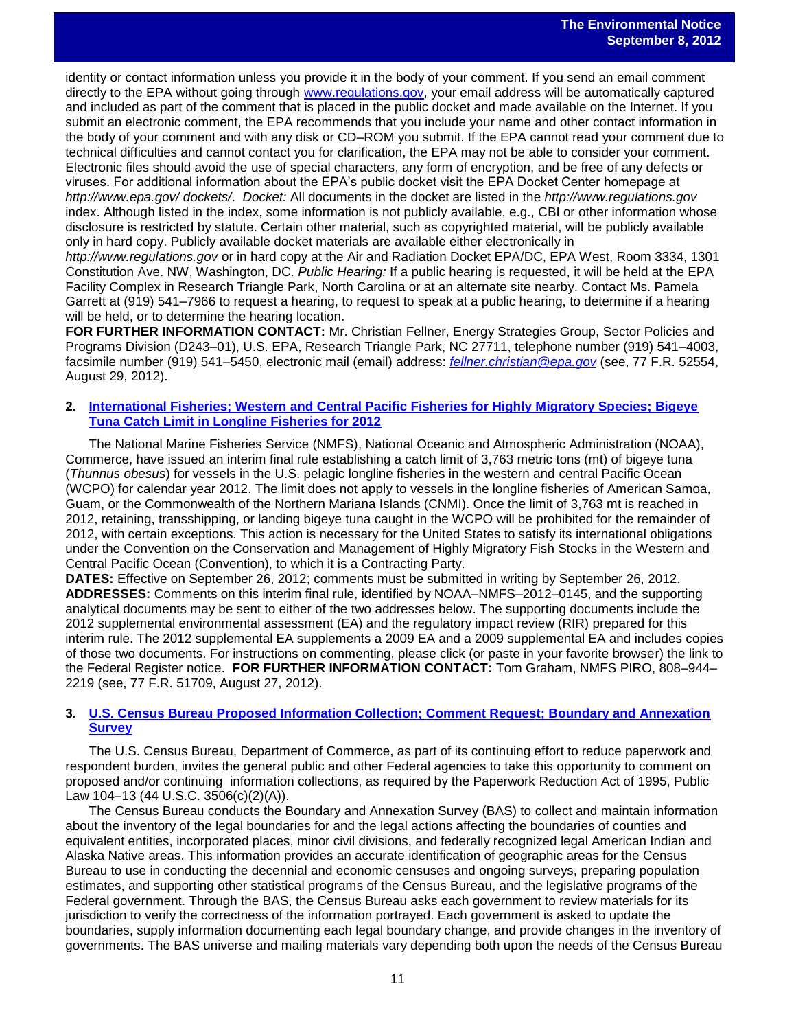identity or contact information unless you provide it in the body of your comment. If you send an email comment directly to the EPA without going through [www.regulations.gov](www.regulations.gov), your email address will be automatically captured and included as part of the comment that is placed in the public docket and made available on the Internet. If you submit an electronic comment, the EPA recommends that you include your name and other contact information in the body of your comment and with any disk or CD–ROM you submit. If the EPA cannot read your comment due to technical difficulties and cannot contact you for clarification, the EPA may not be able to consider your comment. Electronic files should avoid the use of special characters, any form of encryption, and be free of any defects or viruses. For additional information about the EPA's public docket visit the EPA Docket Center homepage at *http://www.epa.gov/ dockets/*. *Docket:* All documents in the docket are listed in the *http://www.regulations.gov* index. Although listed in the index, some information is not publicly available, e.g., CBI or other information whose disclosure is restricted by statute. Certain other material, such as copyrighted material, will be publicly available only in hard copy. Publicly available docket materials are available either electronically in *http://www.regulations.gov* or in hard copy at the Air and Radiation Docket EPA/DC, EPA West, Room 3334, 1301 Constitution Ave. NW, Washington, DC. *Public Hearing:* If a public hearing is requested, it will be held at the EPA Facility Complex in Research Triangle Park, North Carolina or at an alternate site nearby. Contact Ms. Pamela Garrett at (919) 541–7966 to request a hearing, to request to speak at a public hearing, to determine if a hearing will be held, or to determine the hearing location.

**FOR FURTHER INFORMATION CONTACT:** Mr. Christian Fellner, Energy Strategies Group, Sector Policies and Programs Division (D243–01), U.S. EPA, Research Triangle Park, NC 27711, telephone number (919) 541–4003, facsimile number (919) 541–5450, electronic mail (email) address: *fellner.christian@epa.gov* (see, 77 F.R. 52554, August 29, 2012).

**2. International Fisheries; Western and Central Pacific Fisheries for Highly Migratory Species; Bigeye Tuna Catch Limit in Longline Fisheries for 2012**

The National Marine Fisheries Service (NMFS), National Oceanic and Atmospheric Administration (NOAA), Commerce, have issued an interim final rule establishing a catch limit of 3,763 metric tons (mt) of bigeye tuna (*Thunnus obesus*) for vessels in the U.S. pelagic longline fisheries in the western and central Pacific Ocean (WCPO) for calendar year 2012. The limit does not apply to vessels in the longline fisheries of American Samoa, Guam, or the Commonwealth of the Northern Mariana Islands (CNMI). Once the limit of 3,763 mt is reached in 2012, retaining, transshipping, or landing bigeye tuna caught in the WCPO will be prohibited for the remainder of 2012, with certain exceptions. This action is necessary for the United States to satisfy its international obligations under the Convention on the Conservation and Management of Highly Migratory Fish Stocks in the Western and Central Pacific Ocean (Convention), to which it is a Contracting Party.

**DATES:** Effective on September 26, 2012; comments must be submitted in writing by September 26, 2012.

**ADDRESSES:** Comments on this interim final rule, identified by NOAA–NMFS–2012–0145, and the supporting analytical documents may be sent to either of the two addresses below. The supporting documents include the 2012 supplemental environmental assessment (EA) and the regulatory impact review (RIR) prepared for this interim rule. The 2012 supplemental EA supplements a 2009 EA and a 2009 supplemental EA and includes copies of those two documents. For instructions on commenting, please click (or paste in your favorite browser) the link to the Federal Register notice. **FOR FURTHER INFORMATION CONTACT:** Tom Graham, NMFS PIRO, 808–944–2219 (see, 77 F.R. 51709, August 27, 2012).

**3. U.S. Census Bureau Proposed Information Collection; Comment Request; Boundary and Annexation Survey**

The U.S. Census Bureau, Department of Commerce, as part of its continuing effort to reduce paperwork and respondent burden, invites the general public and other Federal agencies to take this opportunity to comment on proposed and/or continuing information collections, as required by the Paperwork Reduction Act of 1995, Public Law 104–13 (44 U.S.C. 3506(c)(2)(A)).

The Census Bureau conducts the Boundary and Annexation Survey (BAS) to collect and maintain information about the inventory of the legal boundaries for and the legal actions affecting the boundaries of counties and equivalent entities, incorporated places, minor civil divisions, and federally recognized legal American Indian and Alaska Native areas. This information provides an accurate identification of geographic areas for the Census Bureau to use in conducting the decennial and economic censuses and ongoing surveys, preparing population estimates, and supporting other statistical programs of the Census Bureau, and the legislative programs of the Federal government. Through the BAS, the Census Bureau asks each government to review materials for its jurisdiction to verify the correctness of the information portrayed. Each government is asked to update the boundaries, supply information documenting each legal boundary change, and provide changes in the inventory of governments. The BAS universe and mailing materials vary depending both upon the needs of the Census Bureau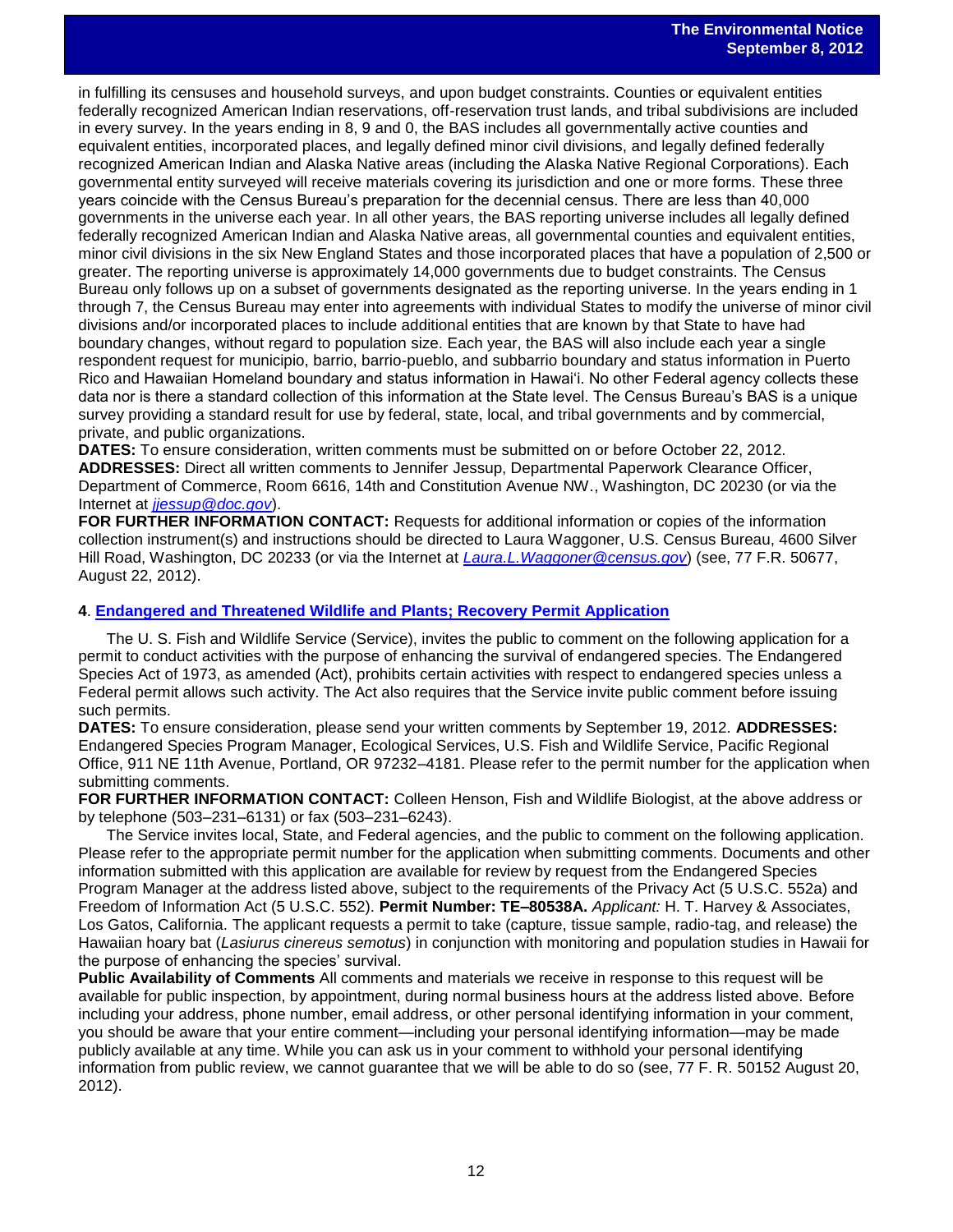in fulfilling its censuses and household surveys, and upon budget constraints. Counties or equivalent entities federally recognized American Indian reservations, off-reservation trust lands, and tribal subdivisions are included in every survey. In the years ending in 8, 9 and 0, the BAS includes all governmentally active counties and equivalent entities, incorporated places, and legally defined minor civil divisions, and legally defined federally recognized American Indian and Alaska Native areas (including the Alaska Native Regional Corporations). Each governmental entity surveyed will receive materials covering its jurisdiction and one or more forms. These three years coincide with the Census Bureau's preparation for the decennial census. There are less than 40,000 governments in the universe each year. In all other years, the BAS reporting universe includes all legally defined federally recognized American Indian and Alaska Native areas, all governmental counties and equivalent entities, minor civil divisions in the six New England States and those incorporated places that have a population of 2,500 or greater. The reporting universe is approximately 14,000 governments due to budget constraints. The Census Bureau only follows up on a subset of governments designated as the reporting universe. In the years ending in 1 through 7, the Census Bureau may enter into agreements with individual States to modify the universe of minor civil divisions and/or incorporated places to include additional entities that are known by that State to have had boundary changes, without regard to population size. Each year, the BAS will also include each year a single respondent request for municipio, barrio, barrio-pueblo, and subbarrio boundary and status information in Puerto Rico and Hawaiian Homeland boundary and status information in Hawai'i. No other Federal agency collects these data nor is there a standard collection of this information at the State level. The Census Bureau's BAS is a unique survey providing a standard result for use by federal, state, local, and tribal governments and by commercial, private, and public organizations.

**DATES:** To ensure consideration, written comments must be submitted on or before October 22, 2012.

**ADDRESSES:** Direct all written comments to Jennifer Jessup, Departmental Paperwork Clearance Officer, Department of Commerce, Room 6616, 14th and Constitution Avenue NW., Washington, DC 20230 (or via the Internet at *jjessup@doc.gov*).

**FOR FURTHER INFORMATION CONTACT:** Requests for additional information or copies of the information collection instrument(s) and instructions should be directed to Laura Waggoner, U.S. Census Bureau, 4600 Silver Hill Road, Washington, DC 20233 (or via the Internet at *Laura.L.Waggoner@census.gov*) (see, 77 F.R. 50677, August 22, 2012).

**4**. **Endangered and Threatened Wildlife and Plants; Recovery Permit Application**

The U. S. Fish and Wildlife Service (Service), invites the public to comment on the following application for a permit to conduct activities with the purpose of enhancing the survival of endangered species. The Endangered Species Act of 1973, as amended (Act), prohibits certain activities with respect to endangered species unless a Federal permit allows such activity. The Act also requires that the Service invite public comment before issuing such permits.

**DATES:** To ensure consideration, please send your written comments by September 19, 2012. **ADDRESSES:** Endangered Species Program Manager, Ecological Services, U.S. Fish and Wildlife Service, Pacific Regional Office, 911 NE 11th Avenue, Portland, OR 97232–4181. Please refer to the permit number for the application when submitting comments.

**FOR FURTHER INFORMATION CONTACT:** Colleen Henson, Fish and Wildlife Biologist, at the above address or by telephone (503–231–6131) or fax (503–231–6243).

The Service invites local, State, and Federal agencies, and the public to comment on the following application. Please refer to the appropriate permit number for the application when submitting comments. Documents and other information submitted with this application are available for review by request from the Endangered Species Program Manager at the address listed above, subject to the requirements of the Privacy Act (5 U.S.C. 552a) and Freedom of Information Act (5 U.S.C. 552). **Permit Number: TE–80538A.** *Applicant:* H. T. Harvey & Associates, Los Gatos, California. The applicant requests a permit to take (capture, tissue sample, radio-tag, and release) the Hawaiian hoary bat (*Lasiurus cinereus semotus*) in conjunction with monitoring and population studies in Hawaii for the purpose of enhancing the species' survival.

**Public Availability of Comments** All comments and materials we receive in response to this request will be available for public inspection, by appointment, during normal business hours at the address listed above. Before including your address, phone number, email address, or other personal identifying information in your comment, you should be aware that your entire comment—including your personal identifying information—may be made publicly available at any time. While you can ask us in your comment to withhold your personal identifying information from public review, we cannot guarantee that we will be able to do so (see, 77 F. R. 50152 August 20, 2012).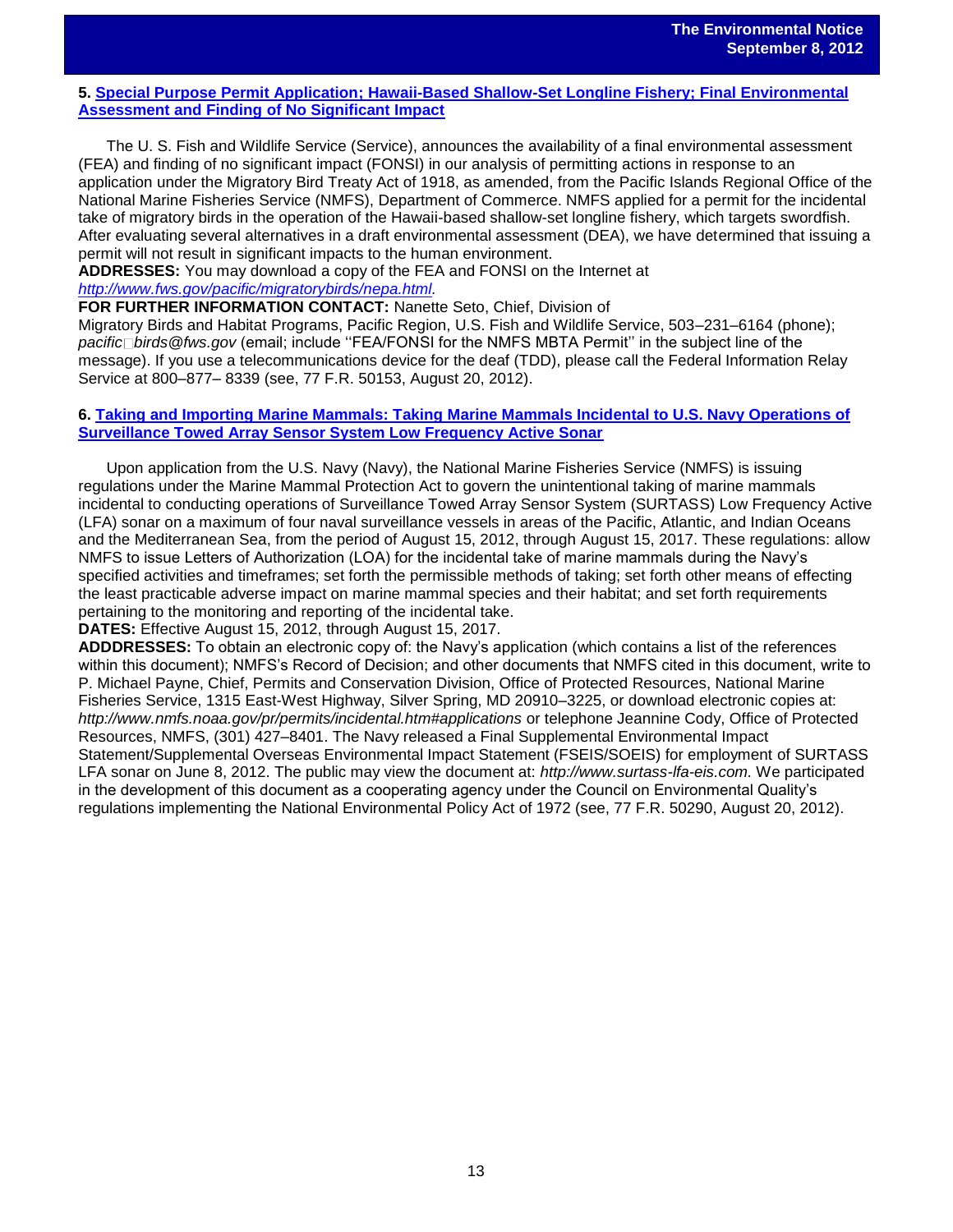**5. [Special Purpose Permit Application; Hawaii-Based Shallow-Set Longline Fishery; Final Environmental Assessment and Finding of No Significant Impact]()**

The U. S. Fish and Wildlife Service (Service), announces the availability of a final environmental assessment (FEA) and finding of no significant impact (FONSI) in our analysis of permitting actions in response to an application under the Migratory Bird Treaty Act of 1918, as amended, from the Pacific Islands Regional Office of the National Marine Fisheries Service (NMFS), Department of Commerce. NMFS applied for a permit for the incidental take of migratory birds in the operation of the Hawaii-based shallow-set longline fishery, which targets swordfish. After evaluating several alternatives in a draft environmental assessment (DEA), we have determined that issuing a permit will not result in significant impacts to the human environment.

**ADDRESSES:** You may download a copy of the FEA and FONSI on the Internet at *http://www.fws.gov/pacific/migratorybirds/nepa.html.*

**FOR FURTHER INFORMATION CONTACT:** Nanette Seto, Chief, Division of Migratory Birds and Habitat Programs, Pacific Region, U.S. Fish and Wildlife Service, 503–231–6164 (phone); *pacific□birds@fws.gov* (email; include ''FEA/FONSI for the NMFS MBTA Permit'' in the subject line of the message). If you use a telecommunications device for the deaf (TDD), please call the Federal Information Relay Service at 800–877– 8339 (see, 77 F.R. 50153, August 20, 2012).

**6. [Taking and Importing Marine Mammals: Taking Marine Mammals Incidental to U.S. Navy Operations of Surveillance Towed Array Sensor System Low Frequency Active Sonar]()**

Upon application from the U.S. Navy (Navy), the National Marine Fisheries Service (NMFS) is issuing regulations under the Marine Mammal Protection Act to govern the unintentional taking of marine mammals incidental to conducting operations of Surveillance Towed Array Sensor System (SURTASS) Low Frequency Active (LFA) sonar on a maximum of four naval surveillance vessels in areas of the Pacific, Atlantic, and Indian Oceans and the Mediterranean Sea, from the period of August 15, 2012, through August 15, 2017. These regulations: allow NMFS to issue Letters of Authorization (LOA) for the incidental take of marine mammals during the Navy's specified activities and timeframes; set forth the permissible methods of taking; set forth other means of effecting the least practicable adverse impact on marine mammal species and their habitat; and set forth requirements pertaining to the monitoring and reporting of the incidental take.

**DATES:** Effective August 15, 2012, through August 15, 2017.

**ADDDRESSES:** To obtain an electronic copy of: the Navy's application (which contains a list of the references within this document); NMFS's Record of Decision; and other documents that NMFS cited in this document, write to P. Michael Payne, Chief, Permits and Conservation Division, Office of Protected Resources, National Marine Fisheries Service, 1315 East-West Highway, Silver Spring, MD 20910–3225, or download electronic copies at: *http://www.nmfs.noaa.gov/pr/permits/incidental.htm#applications* or telephone Jeannine Cody, Office of Protected Resources, NMFS, (301) 427–8401. The Navy released a Final Supplemental Environmental Impact Statement/Supplemental Overseas Environmental Impact Statement (FSEIS/SOEIS) for employment of SURTASS LFA sonar on June 8, 2012. The public may view the document at: *http://www.surtass-lfa-eis.com.* We participated in the development of this document as a cooperating agency under the Council on Environmental Quality's regulations implementing the National Environmental Policy Act of 1972 (see, 77 F.R. 50290, August 20, 2012).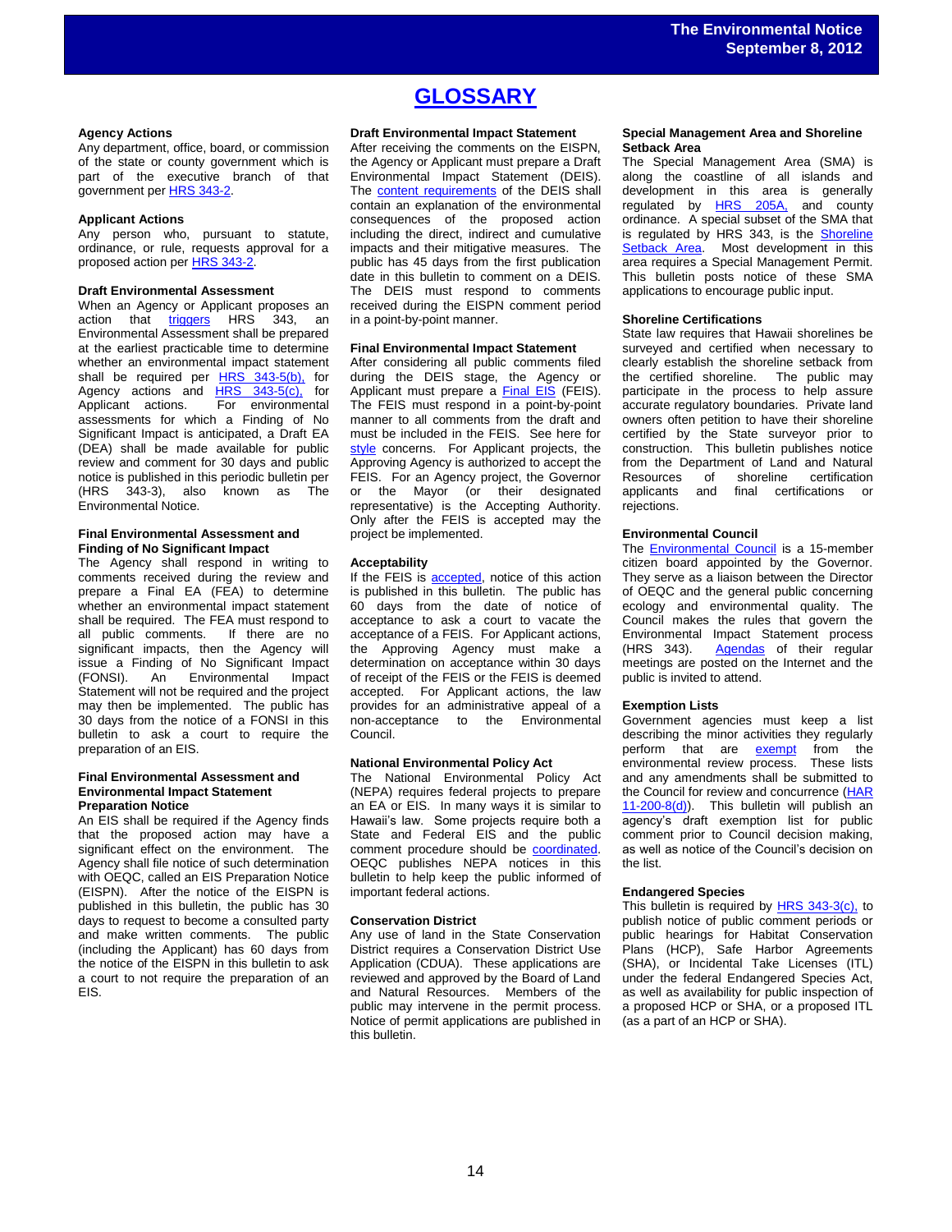# GLOSSARY

### Agency Actions

Any department, office, board, or commission of the state or county government which is part of the executive branch of that government per HRS 343-2.

### Applicant Actions

Any person who, pursuant to statute, ordinance, or rule, requests approval for a proposed action per HRS 343-2.

### Draft Environmental Assessment

When an Agency or Applicant proposes an action that triggers HRS 343, an Environmental Assessment shall be prepared at the earliest practicable time to determine whether an environmental impact statement shall be required per HRS 343-5(b), for Agency actions and HRS 343-5(c), for Applicant actions. For environmental assessments for which a Finding of No Significant Impact is anticipated, a Draft EA (DEA) shall be made available for public review and comment for 30 days and public notice is published in this periodic bulletin per (HRS 343-3), also known as The Environmental Notice.

### Final Environmental Assessment and Finding of No Significant Impact

The Agency shall respond in writing to comments received during the review and prepare a Final EA (FEA) to determine whether an environmental impact statement shall be required. The FEA must respond to all public comments. If there are no significant impacts, then the Agency will issue a Finding of No Significant Impact (FONSI). An Environmental Impact Statement will not be required and the project may then be implemented. The public has 30 days from the notice of a FONSI in this bulletin to ask a court to require the preparation of an EIS.

### Final Environmental Assessment and Environmental Impact Statement Preparation Notice

An EIS shall be required if the Agency finds that the proposed action may have a significant effect on the environment. The Agency shall file notice of such determination with OEQC, called an EIS Preparation Notice (EISPN). After the notice of the EISPN is published in this bulletin, the public has 30 days to request to become a consulted party and make written comments. The public (including the Applicant) has 60 days from the notice of the EISPN in this bulletin to ask a court to not require the preparation of an EIS.

### Draft Environmental Impact Statement

After receiving the comments on the EISPN, the Agency or Applicant must prepare a Draft Environmental Impact Statement (DEIS). The content requirements of the DEIS shall contain an explanation of the environmental consequences of the proposed action including the direct, indirect and cumulative impacts and their mitigative measures. The public has 45 days from the first publication date in this bulletin to comment on a DEIS. The DEIS must respond to comments received during the EISPN comment period in a point-by-point manner.

### Final Environmental Impact Statement

After considering all public comments filed during the DEIS stage, the Agency or Applicant must prepare a Final EIS (FEIS). The FEIS must respond in a point-by-point manner to all comments from the draft and must be included in the FEIS. See here for style concerns. For Applicant projects, the Approving Agency is authorized to accept the FEIS. For an Agency project, the Governor or the Mayor (or their designated representative) is the Accepting Authority. Only after the FEIS is accepted may the project be implemented.

### Acceptability

If the FEIS is accepted, notice of this action is published in this bulletin. The public has 60 days from the date of notice of acceptance to ask a court to vacate the acceptance of a FEIS. For Applicant actions, the Approving Agency must make a determination on acceptance within 30 days of receipt of the FEIS or the FEIS is deemed accepted. For Applicant actions, the law provides for an administrative appeal of a non-acceptance to the Environmental Council.

### National Environmental Policy Act

The National Environmental Policy Act (NEPA) requires federal projects to prepare an EA or EIS. In many ways it is similar to Hawaii's law. Some projects require both a State and Federal EIS and the public comment procedure should be coordinated. OEQC publishes NEPA notices in this bulletin to help keep the public informed of important federal actions.

### Conservation District

Any use of land in the State Conservation District requires a Conservation District Use Application (CDUA). These applications are reviewed and approved by the Board of Land and Natural Resources. Members of the public may intervene in the permit process. Notice of permit applications are published in this bulletin.

### Special Management Area and Shoreline Setback Area

The Special Management Area (SMA) is along the coastline of all islands and development in this area is generally regulated by HRS 205A, and county ordinance. A special subset of the SMA that is regulated by HRS 343, is the Shoreline Setback Area. Most development in this area requires a Special Management Permit. This bulletin posts notice of these SMA applications to encourage public input.

### Shoreline Certifications

State law requires that Hawaii shorelines be surveyed and certified when necessary to clearly establish the shoreline setback from the certified shoreline. The public may participate in the process to help assure accurate regulatory boundaries. Private land owners often petition to have their shoreline certified by the State surveyor prior to construction. This bulletin publishes notice from the Department of Land and Natural Resources of shoreline certification applicants and final certifications or rejections.

### Environmental Council

The Environmental Council is a 15-member citizen board appointed by the Governor. They serve as a liaison between the Director of OEQC and the general public concerning ecology and environmental quality. The Council makes the rules that govern the Environmental Impact Statement process (HRS 343). Agendas of their regular meetings are posted on the Internet and the public is invited to attend.

### Exemption Lists

Government agencies must keep a list describing the minor activities they regularly perform that are exempt from the environmental review process. These lists and any amendments shall be submitted to the Council for review and concurrence (HAR 11-200-8(d)). This bulletin will publish an agency's draft exemption list for public comment prior to Council decision making, as well as notice of the Council's decision on the list.

### Endangered Species

This bulletin is required by HRS 343-3(c), to publish notice of public comment periods or public hearings for Habitat Conservation Plans (HCP), Safe Harbor Agreements (SHA), or Incidental Take Licenses (ITL) under the federal Endangered Species Act, as well as availability for public inspection of a proposed HCP or SHA, or a proposed ITL (as a part of an HCP or SHA).